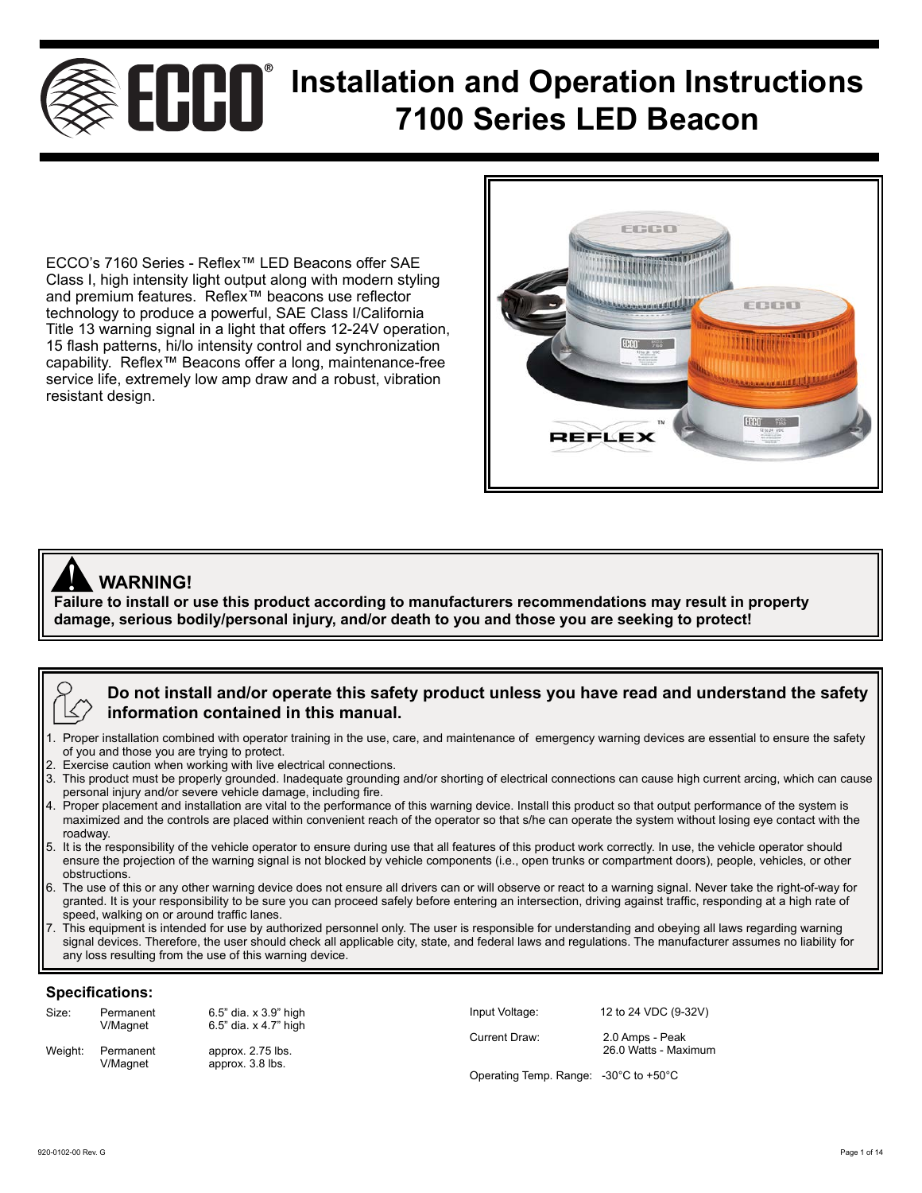# Installation and Operation Instructions 7100 Series LED Beacon

ECCO's 7160 Series - Reflex™ LED Beacons offer SAE Class I, high intensity light output along with modern styling and premium features. Reflex™ beacons use reflector technology to produce a powerful, SAE Class I/California Title 13 warning signal in a light that offers 12-24V operation, 15 flash patterns, hi/lo intensity control and synchronization capability. Reflex™ Beacons offer a long, maintenance-free service life, extremely low amp draw and a robust, vibration resistant design.

## WARNING!

**Failure to install or use this product according to manufacturers recommendations may result in property damage, serious bodily/personal injury, and/or death to you and those you are seeking to protect!**

**Do not install and/or operate this safety product unless you have read and understand the safety information contained in this manual.**

1. Proper installation combined with operator training in the use, care, and maintenance of emergency warning devices are essential to ensure the safety of you and those you are trying to protect.
2. Exercise caution when working with live electrical connections.
3. This product must be properly grounded. Inadequate grounding and/or shorting of electrical connections can cause high current arcing, which can cause personal injury and/or severe vehicle damage, including fire.
4. Proper placement and installation are vital to the performance of this warning device. Install this product so that output performance of the system is maximized and the controls are placed within convenient reach of the operator so that s/he can operate the system without losing eye contact with the roadway.
5. It is the responsibility of the vehicle operator to ensure during use that all features of this product work correctly. In use, the vehicle operator should ensure the projection of the warning signal is not blocked by vehicle components (i.e., open trunks or compartment doors), people, vehicles, or other obstructions.
6. The use of this or any other warning device does not ensure all drivers can or will observe or react to a warning signal. Never take the right-of-way for granted. It is your responsibility to be sure you can proceed safely before entering an intersection, driving against traffic, responding at a high rate of speed, walking on or around traffic lanes.
7. This equipment is intended for use by authorized personnel only. The user is responsible for understanding and obeying all laws regarding warning signal devices. Therefore, the user should check all applicable city, state, and federal laws and regulations. The manufacturer assumes no liability for any loss resulting from the use of this warning device.

### Specifications:

| | | |
|---|---|---|
| Size: | Permanent | 6.5" dia. x 3.9" high |
| | V/Magnet | 6.5" dia. x 4.7" high |
| Weight: | Permanent | approx. 2.75 lbs. |
| | V/Magnet | approx. 3.8 lbs. |

| | |
|---|---|
| Input Voltage: | 12 to 24 VDC (9-32V) |
| Current Draw: | 2.0 Amps - Peak<br>26.0 Watts - Maximum |
| Operating Temp. Range: | -30°C to +50°C |

920-0102-00 Rev. G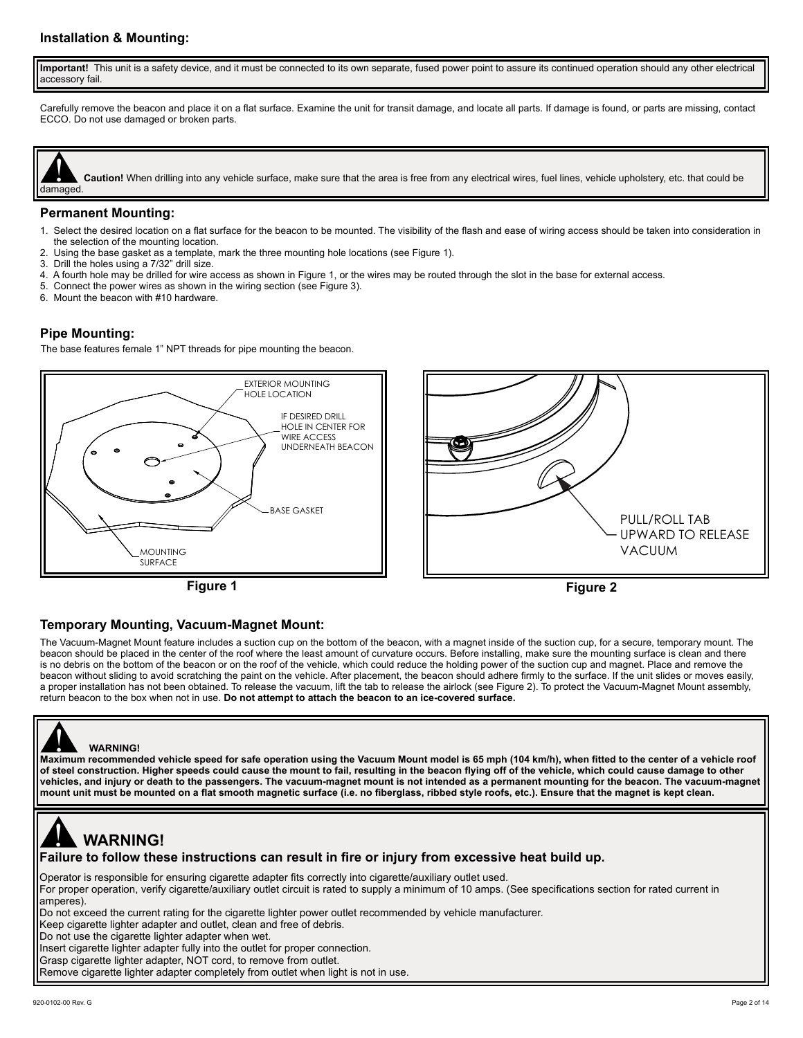## Installation & Mounting:

**Important!** This unit is a safety device, and it must be connected to its own separate, fused power point to assure its continued operation should any other electrical accessory fail.

Carefully remove the beacon and place it on a flat surface. Examine the unit for transit damage, and locate all parts. If damage is found, or parts are missing, contact ECCO. Do not use damaged or broken parts.

**Caution!** When drilling into any vehicle surface, make sure that the area is free from any electrical wires, fuel lines, vehicle upholstery, etc. that could be damaged.

### Permanent Mounting:

1. Select the desired location on a flat surface for the beacon to be mounted. The visibility of the flash and ease of wiring access should be taken into consideration in the selection of the mounting location.
2. Using the base gasket as a template, mark the three mounting hole locations (see Figure 1).
3. Drill the holes using a 7/32" drill size.
4. A fourth hole may be drilled for wire access as shown in Figure 1, or the wires may be routed through the slot in the base for external access.
5. Connect the power wires as shown in the wiring section (see Figure 3).
6. Mount the beacon with #10 hardware.

### Pipe Mounting:

The base features female 1" NPT threads for pipe mounting the beacon.

EXTERIOR MOUNTING HOLE LOCATION

IF DESIRED DRILL HOLE IN CENTER FOR WIRE ACCESS UNDERNEATH BEACON

BASE GASKET

MOUNTING SURFACE

**Figure 1**

PULL/ROLL TAB UPWARD TO RELEASE VACUUM

**Figure 2**

### Temporary Mounting, Vacuum-Magnet Mount:

The Vacuum-Magnet Mount feature includes a suction cup on the bottom of the beacon, with a magnet inside of the suction cup, for a secure, temporary mount. The beacon should be placed in the center of the roof where the least amount of curvature occurs. Before installing, make sure the mounting surface is clean and there is no debris on the bottom of the beacon or on the roof of the vehicle, which could reduce the holding power of the suction cup and magnet. Place and remove the beacon without sliding to avoid scratching the paint on the vehicle. After placement, the beacon should adhere firmly to the surface. If the unit slides or moves easily, a proper installation has not been obtained. To release the vacuum, lift the tab to release the airlock (see Figure 2). To protect the Vacuum-Magnet Mount assembly, return beacon to the box when not in use. **Do not attempt to attach the beacon to an ice-covered surface.**

**WARNING!**

**Maximum recommended vehicle speed for safe operation using the Vacuum Mount model is 65 mph (104 km/h), when fitted to the center of a vehicle roof of steel construction. Higher speeds could cause the mount to fail, resulting in the beacon flying off of the vehicle, which could cause damage to other vehicles, and injury or death to the passengers. The vacuum-magnet mount is not intended as a permanent mounting for the beacon. The vacuum-magnet mount unit must be mounted on a flat smooth magnetic surface (i.e. no fiberglass, ribbed style roofs, etc.). Ensure that the magnet is kept clean.**

## WARNING!

**Failure to follow these instructions can result in fire or injury from excessive heat build up.**

Operator is responsible for ensuring cigarette adapter fits correctly into cigarette/auxiliary outlet used.
For proper operation, verify cigarette/auxiliary outlet circuit is rated to supply a minimum of 10 amps. (See specifications section for rated current in amperes).
Do not exceed the current rating for the cigarette lighter power outlet recommended by vehicle manufacturer.
Keep cigarette lighter adapter and outlet, clean and free of debris.
Do not use the cigarette lighter adapter when wet.
Insert cigarette lighter adapter fully into the outlet for proper connection.
Grasp cigarette lighter adapter, NOT cord, to remove from outlet.
Remove cigarette lighter adapter completely from outlet when light is not in use.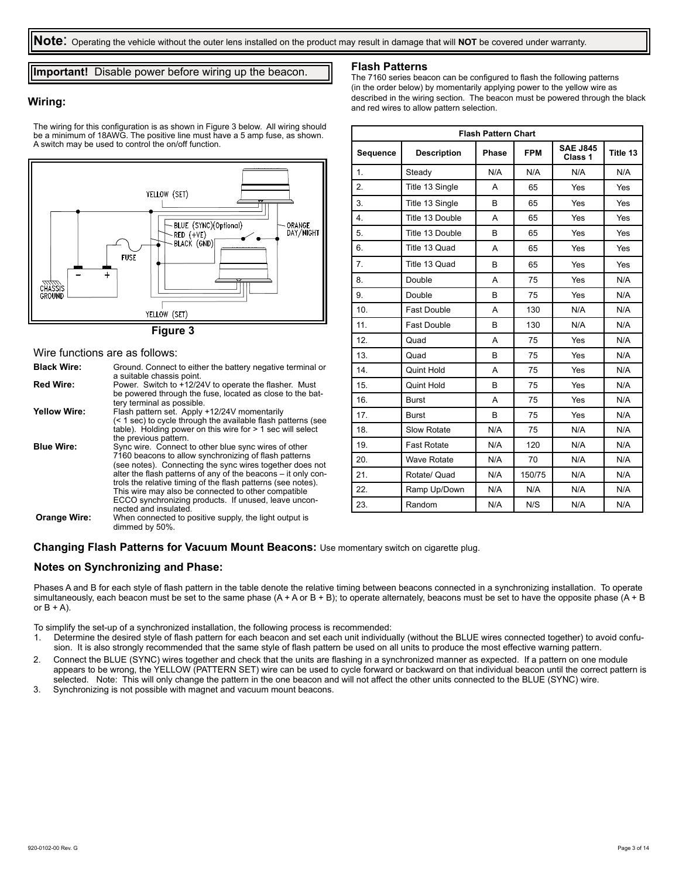**Note**: Operating the vehicle without the outer lens installed on the product may result in damage that will **NOT** be covered under warranty.

**Important!** Disable power before wiring up the beacon.

## Wiring:

The wiring for this configuration is as shown in Figure 3 below. All wiring should be a minimum of 18AWG. The positive line must have a 5 amp fuse, as shown. A switch may be used to control the on/off function.

YELLOW (SET)
BLUE (SYNC)(Optional)
RED (+VE)
BLACK (GND)
ORANGE DAY/NIGHT
FUSE
CHASSIS GROUND
YELLOW (SET)

**Figure 3**

Wire functions are as follows:

**Black Wire:** Ground. Connect to either the battery negative terminal or a suitable chassis point.

**Red Wire:** Power. Switch to +12/24V to operate the flasher. Must be powered through the fuse, located as close to the battery terminal as possible.

**Yellow Wire:** Flash pattern set. Apply +12/24V momentarily (< 1 sec) to cycle through the available flash patterns (see table). Holding power on this wire for > 1 sec will select the previous pattern.

**Blue Wire:** Sync wire. Connect to other blue sync wires of other 7160 beacons to allow synchronizing of flash patterns (see notes). Connecting the sync wires together does not alter the flash patterns of any of the beacons – it only controls the relative timing of the flash patterns (see notes). This wire may also be connected to other compatible ECCO synchronizing products. If unused, leave unconnected and insulated.

**Orange Wire:** When connected to positive supply, the light output is dimmed by 50%.

## Flash Patterns

The 7160 series beacon can be configured to flash the following patterns (in the order below) by momentarily applying power to the yellow wire as described in the wiring section. The beacon must be powered through the black and red wires to allow pattern selection.

| Flash Pattern Chart | | | | | |
|---|---|---|---|---|---|
| **Sequence** | **Description** | **Phase** | **FPM** | **SAE J845 Class 1** | **Title 13** |
| 1. | Steady | N/A | N/A | N/A | N/A |
| 2. | Title 13 Single | A | 65 | Yes | Yes |
| 3. | Title 13 Single | B | 65 | Yes | Yes |
| 4. | Title 13 Double | A | 65 | Yes | Yes |
| 5. | Title 13 Double | B | 65 | Yes | Yes |
| 6. | Title 13 Quad | A | 65 | Yes | Yes |
| 7. | Title 13 Quad | B | 65 | Yes | Yes |
| 8. | Double | A | 75 | Yes | N/A |
| 9. | Double | B | 75 | Yes | N/A |
| 10. | Fast Double | A | 130 | N/A | N/A |
| 11. | Fast Double | B | 130 | N/A | N/A |
| 12. | Quad | A | 75 | Yes | N/A |
| 13. | Quad | B | 75 | Yes | N/A |
| 14. | Quint Hold | A | 75 | Yes | N/A |
| 15. | Quint Hold | B | 75 | Yes | N/A |
| 16. | Burst | A | 75 | Yes | N/A |
| 17. | Burst | B | 75 | Yes | N/A |
| 18. | Slow Rotate | N/A | 75 | N/A | N/A |
| 19. | Fast Rotate | N/A | 120 | N/A | N/A |
| 20. | Wave Rotate | N/A | 70 | N/A | N/A |
| 21. | Rotate/ Quad | N/A | 150/75 | N/A | N/A |
| 22. | Ramp Up/Down | N/A | N/A | N/A | N/A |
| 23. | Random | N/A | N/S | N/A | N/A |

### Changing Flash Patterns for Vacuum Mount Beacons: Use momentary switch on cigarette plug.

### Notes on Synchronizing and Phase:

Phases A and B for each style of flash pattern in the table denote the relative timing between beacons connected in a synchronizing installation. To operate simultaneously, each beacon must be set to the same phase (A + A or B + B); to operate alternately, beacons must be set to have the opposite phase (A + B or B + A).

To simplify the set-up of a synchronized installation, the following process is recommended:

1. Determine the desired style of flash pattern for each beacon and set each unit individually (without the BLUE wires connected together) to avoid confusion. It is also strongly recommended that the same style of flash pattern be used on all units to produce the most effective warning pattern.
2. Connect the BLUE (SYNC) wires together and check that the units are flashing in a synchronized manner as expected. If a pattern on one module appears to be wrong, the YELLOW (PATTERN SET) wire can be used to cycle forward or backward on that individual beacon until the correct pattern is selected. Note: This will only change the pattern in the one beacon and will not affect the other units connected to the BLUE (SYNC) wire.
3. Synchronizing is not possible with magnet and vacuum mount beacons.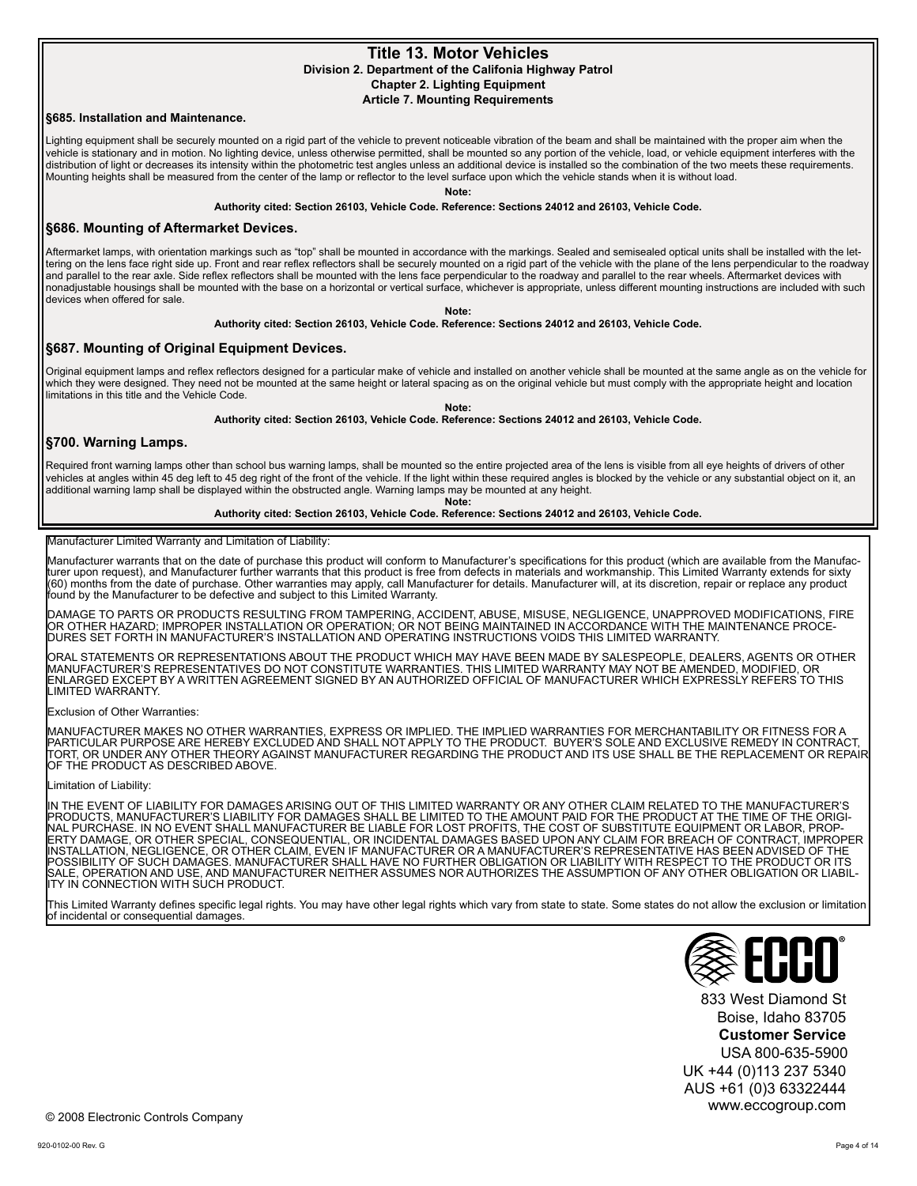# Title 13. Motor Vehicles

**Division 2. Department of the Califonia Highway Patrol**

**Chapter 2. Lighting Equipment**

**Article 7. Mounting Requirements**

### §685. Installation and Maintenance.

Lighting equipment shall be securely mounted on a rigid part of the vehicle to prevent noticeable vibration of the beam and shall be maintained with the proper aim when the vehicle is stationary and in motion. No lighting device, unless otherwise permitted, shall be mounted so any portion of the vehicle, load, or vehicle equipment interferes with the distribution of light or decreases its intensity within the photometric test angles unless an additional device is installed so the combination of the two meets these requirements. Mounting heights shall be measured from the center of the lamp or reflector to the level surface upon which the vehicle stands when it is without load.

**Note:**

**Authority cited: Section 26103, Vehicle Code. Reference: Sections 24012 and 26103, Vehicle Code.**

## §686. Mounting of Aftermarket Devices.

Aftermarket lamps, with orientation markings such as "top" shall be mounted in accordance with the markings. Sealed and semisealed optical units shall be installed with the lettering on the lens face right side up. Front and rear reflex reflectors shall be securely mounted on a rigid part of the vehicle with the plane of the lens perpendicular to the roadway and parallel to the rear axle. Side reflex reflectors shall be mounted with the lens face perpendicular to the roadway and parallel to the rear wheels. Aftermarket devices with nonadjustable housings shall be mounted with the base on a horizontal or vertical surface, whichever is appropriate, unless different mounting instructions are included with such devices when offered for sale.

**Note:**

**Authority cited: Section 26103, Vehicle Code. Reference: Sections 24012 and 26103, Vehicle Code.**

## §687. Mounting of Original Equipment Devices.

Original equipment lamps and reflex reflectors designed for a particular make of vehicle and installed on another vehicle shall be mounted at the same angle as on the vehicle for which they were designed. They need not be mounted at the same height or lateral spacing as on the original vehicle but must comply with the appropriate height and location limitations in this title and the Vehicle Code.

**Note:**

**Authority cited: Section 26103, Vehicle Code. Reference: Sections 24012 and 26103, Vehicle Code.**

## §700. Warning Lamps.

Required front warning lamps other than school bus warning lamps, shall be mounted so the entire projected area of the lens is visible from all eye heights of drivers of other vehicles at angles within 45 deg left to 45 deg right of the front of the vehicle. If the light within these required angles is blocked by the vehicle or any substantial object on it, an additional warning lamp shall be displayed within the obstructed angle. Warning lamps may be mounted at any height.

**Note:**

**Authority cited: Section 26103, Vehicle Code. Reference: Sections 24012 and 26103, Vehicle Code.**

---

Manufacturer Limited Warranty and Limitation of Liability:

Manufacturer warrants that on the date of purchase this product will conform to Manufacturer's specifications for this product (which are available from the Manufacturer upon request), and Manufacturer further warrants that this product is free from defects in materials and workmanship. This Limited Warranty extends for sixty (60) months from the date of purchase. Other warranties may apply, call Manufacturer for details. Manufacturer will, at its discretion, repair or replace any product found by the Manufacturer to be defective and subject to this Limited Warranty.

DAMAGE TO PARTS OR PRODUCTS RESULTING FROM TAMPERING, ACCIDENT, ABUSE, MISUSE, NEGLIGENCE, UNAPPROVED MODIFICATIONS, FIRE OR OTHER HAZARD; IMPROPER INSTALLATION OR OPERATION; OR NOT BEING MAINTAINED IN ACCORDANCE WITH THE MAINTENANCE PROCEDURES SET FORTH IN MANUFACTURER'S INSTALLATION AND OPERATING INSTRUCTIONS VOIDS THIS LIMITED WARRANTY.

ORAL STATEMENTS OR REPRESENTATIONS ABOUT THE PRODUCT WHICH MAY HAVE BEEN MADE BY SALESPEOPLE, DEALERS, AGENTS OR OTHER MANUFACTURER'S REPRESENTATIVES DO NOT CONSTITUTE WARRANTIES. THIS LIMITED WARRANTY MAY NOT BE AMENDED, MODIFIED, OR ENLARGED EXCEPT BY A WRITTEN AGREEMENT SIGNED BY AN AUTHORIZED OFFICIAL OF MANUFACTURER WHICH EXPRESSLY REFERS TO THIS LIMITED WARRANTY.

Exclusion of Other Warranties:

MANUFACTURER MAKES NO OTHER WARRANTIES, EXPRESS OR IMPLIED. THE IMPLIED WARRANTIES FOR MERCHANTABILITY OR FITNESS FOR A PARTICULAR PURPOSE ARE HEREBY EXCLUDED AND SHALL NOT APPLY TO THE PRODUCT. BUYER'S SOLE AND EXCLUSIVE REMEDY IN CONTRACT, TORT, OR UNDER ANY OTHER THEORY AGAINST MANUFACTURER REGARDING THE PRODUCT AND ITS USE SHALL BE THE REPLACEMENT OR REPAIR OF THE PRODUCT AS DESCRIBED ABOVE.

Limitation of Liability:

IN THE EVENT OF LIABILITY FOR DAMAGES ARISING OUT OF THIS LIMITED WARRANTY OR ANY OTHER CLAIM RELATED TO THE MANUFACTURER'S PRODUCTS, MANUFACTURER'S LIABILITY FOR DAMAGES SHALL BE LIMITED TO THE AMOUNT PAID FOR THE PRODUCT AT THE TIME OF THE ORIGINAL PURCHASE. IN NO EVENT SHALL MANUFACTURER BE LIABLE FOR LOST PROFITS, THE COST OF SUBSTITUTE EQUIPMENT OR LABOR, PROPERTY DAMAGE, OR OTHER SPECIAL, CONSEQUENTIAL, OR INCIDENTAL DAMAGES BASED UPON ANY CLAIM FOR BREACH OF CONTRACT, IMPROPER INSTALLATION, NEGLIGENCE, OR OTHER CLAIM, EVEN IF MANUFACTURER OR A MANUFACTURER'S REPRESENTATIVE HAS BEEN ADVISED OF THE POSSIBILITY OF SUCH DAMAGES. MANUFACTURER SHALL HAVE NO FURTHER OBLIGATION OR LIABILITY WITH RESPECT TO THE PRODUCT OR ITS SALE, OPERATION AND USE, AND MANUFACTURER NEITHER ASSUMES NOR AUTHORIZES THE ASSUMPTION OF ANY OTHER OBLIGATION OR LIABILITY IN CONNECTION WITH SUCH PRODUCT.

This Limited Warranty defines specific legal rights. You may have other legal rights which vary from state to state. Some states do not allow the exclusion or limitation of incidental or consequential damages.

ECCO®

833 West Diamond St
Boise, Idaho 83705

**Customer Service**

USA 800-635-5900
UK +44 (0)113 237 5340
AUS +61 (0)3 63322444
www.eccogroup.com

© 2008 Electronic Controls Company

920-0102-00 Rev. G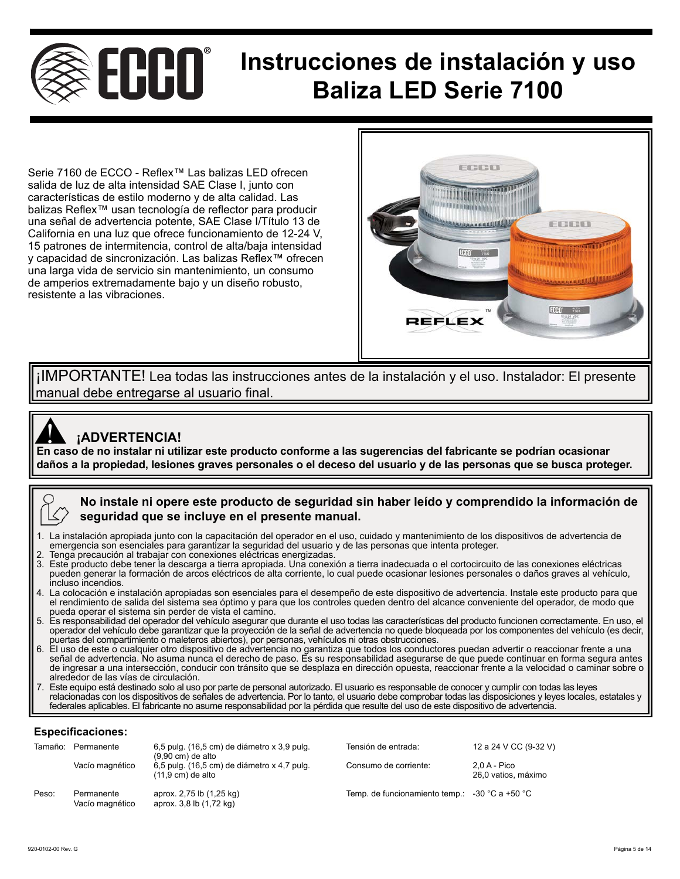# Instrucciones de instalación y uso Baliza LED Serie 7100

Serie 7160 de ECCO - Reflex™ Las balizas LED ofrecen salida de luz de alta intensidad SAE Clase I, junto con características de estilo moderno y de alta calidad. Las balizas Reflex™ usan tecnología de reflector para producir una señal de advertencia potente, SAE Clase I/Título 13 de California en una luz que ofrece funcionamiento de 12-24 V, 15 patrones de intermitencia, control de alta/baja intensidad y capacidad de sincronización. Las balizas Reflex™ ofrecen una larga vida de servicio sin mantenimiento, un consumo de amperios extremadamente bajo y un diseño robusto, resistente a las vibraciones.

¡IMPORTANTE! Lea todas las instrucciones antes de la instalación y el uso. Instalador: El presente manual debe entregarse al usuario final.

## ¡ADVERTENCIA!

**En caso de no instalar ni utilizar este producto conforme a las sugerencias del fabricante se podrían ocasionar daños a la propiedad, lesiones graves personales o el deceso del usuario y de las personas que se busca proteger.**

**No instale ni opere este producto de seguridad sin haber leído y comprendido la información de seguridad que se incluye en el presente manual.**

1. La instalación apropiada junto con la capacitación del operador en el uso, cuidado y mantenimiento de los dispositivos de advertencia de emergencia son esenciales para garantizar la seguridad del usuario y de las personas que intenta proteger.
2. Tenga precaución al trabajar con conexiones eléctricas energizadas.
3. Este producto debe tener la descarga a tierra apropiada. Una conexión a tierra inadecuada o el cortocircuito de las conexiones eléctricas pueden generar la formación de arcos eléctricos de alta corriente, lo cual puede ocasionar lesiones personales o daños graves al vehículo, incluso incendios.
4. La colocación e instalación apropiadas son esenciales para el desempeño de este dispositivo de advertencia. Instale este producto para que el rendimiento de salida del sistema sea óptimo y para que los controles queden dentro del alcance conveniente del operador, de modo que pueda operar el sistema sin perder de vista el camino.
5. Es responsabilidad del operador del vehículo asegurar que durante el uso todas las características del producto funcionen correctamente. En uso, el operador del vehículo debe garantizar que la proyección de la señal de advertencia no quede bloqueada por los componentes del vehículo (es decir, puertas del compartimiento o maleteros abiertos), por personas, vehículos ni otras obstrucciones.
6. El uso de este o cualquier otro dispositivo de advertencia no garantiza que todos los conductores puedan advertir o reaccionar frente a una señal de advertencia. No asuma nunca el derecho de paso. Es su responsabilidad asegurarse de que puede continuar en forma segura antes de ingresar a una intersección, conducir con tránsito que se desplaza en dirección opuesta, reaccionar frente a la velocidad o caminar sobre o alrededor de las vías de circulación.
7. Este equipo está destinado solo al uso por parte de personal autorizado. El usuario es responsable de conocer y cumplir con todas las leyes relacionadas con los dispositivos de señales de advertencia. Por lo tanto, el usuario debe comprobar todas las disposiciones y leyes locales, estatales y federales aplicables. El fabricante no asume responsabilidad por la pérdida que resulte del uso de este dispositivo de advertencia.

### Especificaciones:

| | | | | |
|---|---|---|---|---|
| Tamaño: | Permanente | 6,5 pulg. (16,5 cm) de diámetro x 3,9 pulg. (9,90 cm) de alto | Tensión de entrada: | 12 a 24 V CC (9-32 V) |
| | Vacío magnético | 6,5 pulg. (16,5 cm) de diámetro x 4,7 pulg. (11,9 cm) de alto | Consumo de corriente: | 2,0 A - Pico 26,0 vatios, máximo |
| Peso: | Permanente | aprox. 2,75 lb (1,25 kg) | Temp. de funcionamiento temp.: | -30 °C a +50 °C |
| | Vacío magnético | aprox. 3,8 lb (1,72 kg) | | |

920-0102-00 Rev. G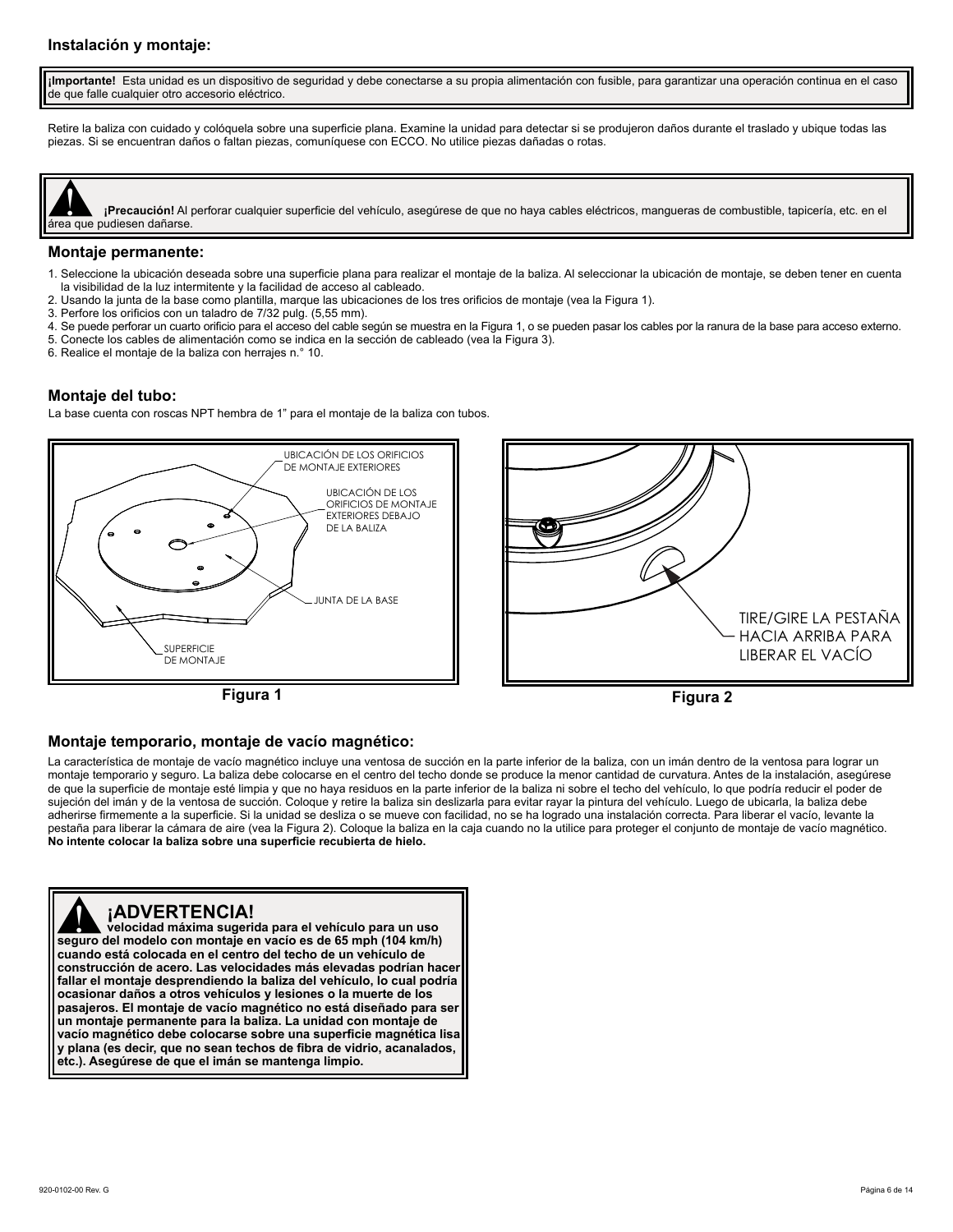## Instalación y montaje:

**¡Importante!** Esta unidad es un dispositivo de seguridad y debe conectarse a su propia alimentación con fusible, para garantizar una operación continua en el caso de que falle cualquier otro accesorio eléctrico.

Retire la baliza con cuidado y colóquela sobre una superficie plana. Examine la unidad para detectar si se produjeron daños durante el traslado y ubique todas las piezas. Si se encuentran daños o faltan piezas, comuníquese con ECCO. No utilice piezas dañadas o rotas.

**¡Precaución!** Al perforar cualquier superficie del vehículo, asegúrese de que no haya cables eléctricos, mangueras de combustible, tapicería, etc. en el área que pudiesen dañarse.

### Montaje permanente:

1. Seleccione la ubicación deseada sobre una superficie plana para realizar el montaje de la baliza. Al seleccionar la ubicación de montaje, se deben tener en cuenta la visibilidad de la luz intermitente y la facilidad de acceso al cableado.
2. Usando la junta de la base como plantilla, marque las ubicaciones de los tres orificios de montaje (vea la Figura 1).
3. Perfore los orificios con un taladro de 7/32 pulg. (5,55 mm).
4. Se puede perforar un cuarto orificio para el acceso del cable según se muestra en la Figura 1, o se pueden pasar los cables por la ranura de la base para acceso externo.
5. Conecte los cables de alimentación como se indica en la sección de cableado (vea la Figura 3).
6. Realice el montaje de la baliza con herrajes n.° 10.

### Montaje del tubo:

La base cuenta con roscas NPT hembra de 1" para el montaje de la baliza con tubos.

UBICACIÓN DE LOS ORIFICIOS DE MONTAJE EXTERIORES

UBICACIÓN DE LOS ORIFICIOS DE MONTAJE EXTERIORES DEBAJO DE LA BALIZA

JUNTA DE LA BASE

SUPERFICIE DE MONTAJE

**Figura 1**

TIRE/GIRE LA PESTAÑA HACIA ARRIBA PARA LIBERAR EL VACÍO

**Figura 2**

### Montaje temporario, montaje de vacío magnético:

La característica de montaje de vacío magnético incluye una ventosa de succión en la parte inferior de la baliza, con un imán dentro de la ventosa para lograr un montaje temporario y seguro. La baliza debe colocarse en el centro del techo donde se produce la menor cantidad de curvatura. Antes de la instalación, asegúrese de que la superficie de montaje esté limpia y que no haya residuos en la parte inferior de la baliza ni sobre el techo del vehículo, lo que podría reducir el poder de sujeción del imán y de la ventosa de succión. Coloque y retire la baliza sin deslizarla para evitar rayar la pintura del vehículo. Luego de ubicarla, la baliza debe adherirse firmemente a la superficie. Si la unidad se desliza o se mueve con facilidad, no se ha logrado una instalación correcta. Para liberar el vacío, levante la pestaña para liberar la cámara de aire (vea la Figura 2). Coloque la baliza en la caja cuando no la utilice para proteger el conjunto de montaje de vacío magnético. **No intente colocar la baliza sobre una superficie recubierta de hielo.**

## ¡ADVERTENCIA!

**velocidad máxima sugerida para el vehículo para un uso seguro del modelo con montaje en vacío es de 65 mph (104 km/h) cuando está colocada en el centro del techo de un vehículo de construcción de acero. Las velocidades más elevadas podrían hacer fallar el montaje desprendiendo la baliza del vehículo, lo cual podría ocasionar daños a otros vehículos y lesiones o la muerte de los pasajeros. El montaje de vacío magnético no está diseñado para ser un montaje permanente para la baliza. La unidad con montaje de vacío magnético debe colocarse sobre una superficie magnética lisa y plana (es decir, que no sean techos de fibra de vidrio, acanalados, etc.). Asegúrese de que el imán se mantenga limpio.**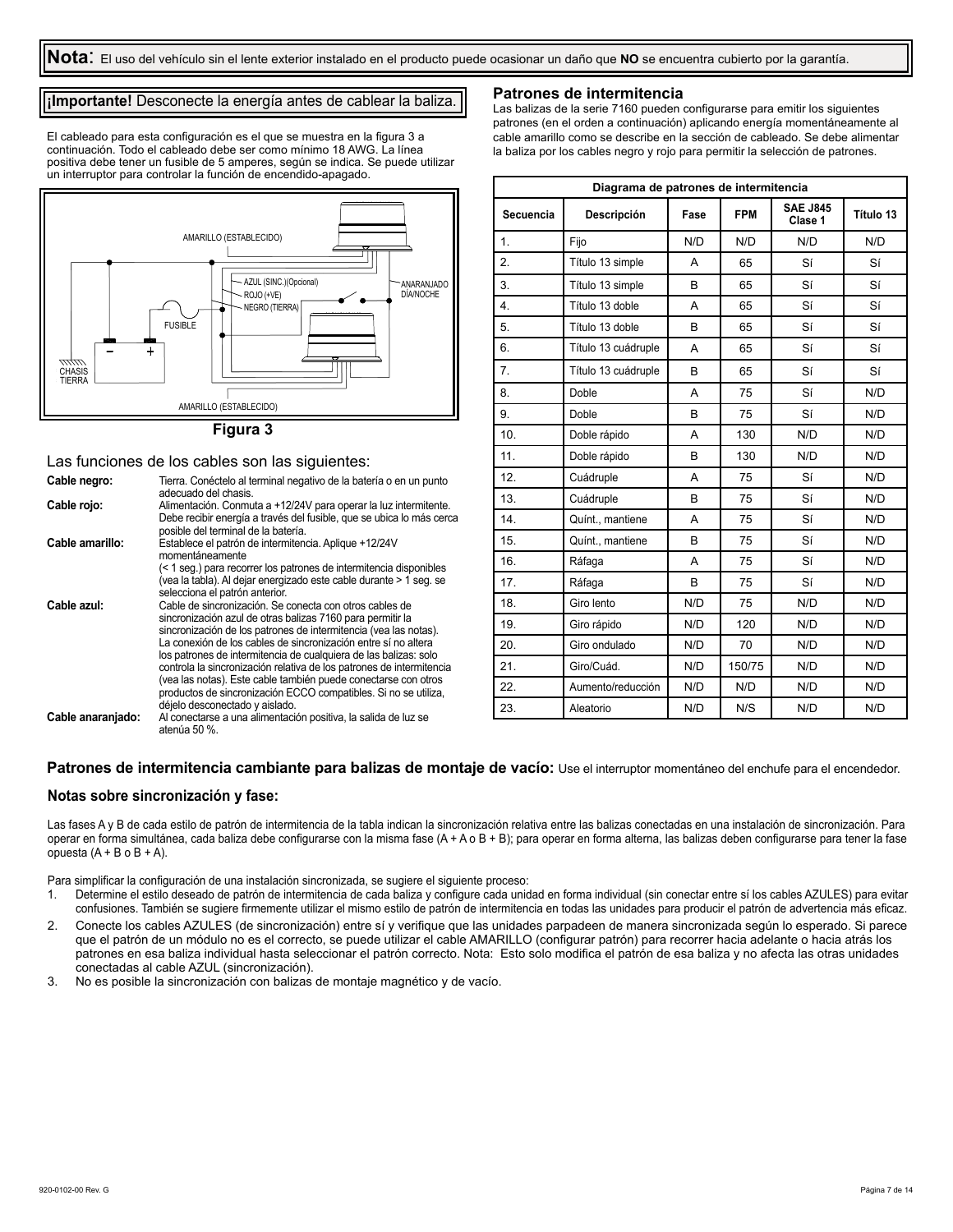**Nota**: El uso del vehículo sin el lente exterior instalado en el producto puede ocasionar un daño que **NO** se encuentra cubierto por la garantía.

**¡Importante!** Desconecte la energía antes de cablear la baliza.

El cableado para esta configuración es el que se muestra en la figura 3 a continuación. Todo el cableado debe ser como mínimo 18 AWG. La línea positiva debe tener un fusible de 5 amperes, según se indica. Se puede utilizar un interruptor para controlar la función de encendido-apagado.

AMARILLO (ESTABLECIDO)
AZUL (SINC.)(Opcional)
ROJO (+VE)
NEGRO (TIERRA)
ANARANJADO DÍA/NOCHE
FUSIBLE
CHASIS TIERRA
AMARILLO (ESTABLECIDO)

**Figura 3**

Las funciones de los cables son las siguientes:

**Cable negro:** Tierra. Conéctelo al terminal negativo de la batería o en un punto adecuado del chasis.

**Cable rojo:** Alimentación. Conmuta a +12/24V para operar la luz intermitente. Debe recibir energía a través del fusible, que se ubica lo más cerca posible del terminal de la batería.

**Cable amarillo:** Establece el patrón de intermitencia. Aplique +12/24V momentáneamente (< 1 seg.) para recorrer los patrones de intermitencia disponibles (vea la tabla). Al dejar energizado este cable durante > 1 seg. se selecciona el patrón anterior.

**Cable azul:** Cable de sincronización. Se conecta con otros cables de sincronización azul de otras balizas 7160 para permitir la sincronización de los patrones de intermitencia (vea las notas). La conexión de los cables de sincronización entre sí no altera los patrones de intermitencia de cualquiera de las balizas: solo controla la sincronización relativa de los patrones de intermitencia (vea las notas). Este cable también puede conectarse con otros productos de sincronización ECCO compatibles. Si no se utiliza, déjelo desconectado y aislado.

**Cable anaranjado:** Al conectarse a una alimentación positiva, la salida de luz se atenúa 50 %.

## Patrones de intermitencia

Las balizas de la serie 7160 pueden configurarse para emitir los siguientes patrones (en el orden a continuación) aplicando energía momentáneamente al cable amarillo como se describe en la sección de cableado. Se debe alimentar la baliza por los cables negro y rojo para permitir la selección de patrones.

| Diagrama de patrones de intermitencia | | | | | |
|---|---|---|---|---|---|
| **Secuencia** | **Descripción** | **Fase** | **FPM** | **SAE J845 Clase 1** | **Título 13** |
| 1. | Fijo | N/D | N/D | N/D | N/D |
| 2. | Título 13 simple | A | 65 | Sí | Sí |
| 3. | Título 13 simple | B | 65 | Sí | Sí |
| 4. | Título 13 doble | A | 65 | Sí | Sí |
| 5. | Título 13 doble | B | 65 | Sí | Sí |
| 6. | Título 13 cuádruple | A | 65 | Sí | Sí |
| 7. | Título 13 cuádruple | B | 65 | Sí | Sí |
| 8. | Doble | A | 75 | Sí | N/D |
| 9. | Doble | B | 75 | Sí | N/D |
| 10. | Doble rápido | A | 130 | N/D | N/D |
| 11. | Doble rápido | B | 130 | N/D | N/D |
| 12. | Cuádruple | A | 75 | Sí | N/D |
| 13. | Cuádruple | B | 75 | Sí | N/D |
| 14. | Quínt., mantiene | A | 75 | Sí | N/D |
| 15. | Quínt., mantiene | B | 75 | Sí | N/D |
| 16. | Ráfaga | A | 75 | Sí | N/D |
| 17. | Ráfaga | B | 75 | Sí | N/D |
| 18. | Giro lento | N/D | 75 | N/D | N/D |
| 19. | Giro rápido | N/D | 120 | N/D | N/D |
| 20. | Giro ondulado | N/D | 70 | N/D | N/D |
| 21. | Giro/Cuád. | N/D | 150/75 | N/D | N/D |
| 22. | Aumento/reducción | N/D | N/D | N/D | N/D |
| 23. | Aleatorio | N/D | N/S | N/D | N/D |

**Patrones de intermitencia cambiante para balizas de montaje de vacío:** Use el interruptor momentáneo del enchufe para el encendedor.

### Notas sobre sincronización y fase:

Las fases A y B de cada estilo de patrón de intermitencia de la tabla indican la sincronización relativa entre las balizas conectadas en una instalación de sincronización. Para operar en forma simultánea, cada baliza debe configurarse con la misma fase (A + A o B + B); para operar en forma alterna, las balizas deben configurarse para tener la fase opuesta (A + B o B + A).

Para simplificar la configuración de una instalación sincronizada, se sugiere el siguiente proceso:

1. Determine el estilo deseado de patrón de intermitencia de cada baliza y configure cada unidad en forma individual (sin conectar entre sí los cables AZULES) para evitar confusiones. También se sugiere firmemente utilizar el mismo estilo de patrón de intermitencia en todas las unidades para producir el patrón de advertencia más eficaz.
2. Conecte los cables AZULES (de sincronización) entre sí y verifique que las unidades parpadeen de manera sincronizada según lo esperado. Si parece que el patrón de un módulo no es el correcto, se puede utilizar el cable AMARILLO (configurar patrón) para recorrer hacia adelante o hacia atrás los patrones en esa baliza individual hasta seleccionar el patrón correcto. Nota: Esto solo modifica el patrón de esa baliza y no afecta las otras unidades conectadas al cable AZUL (sincronización).
3. No es posible la sincronización con balizas de montaje magnético y de vacío.

920-0102-00 Rev. G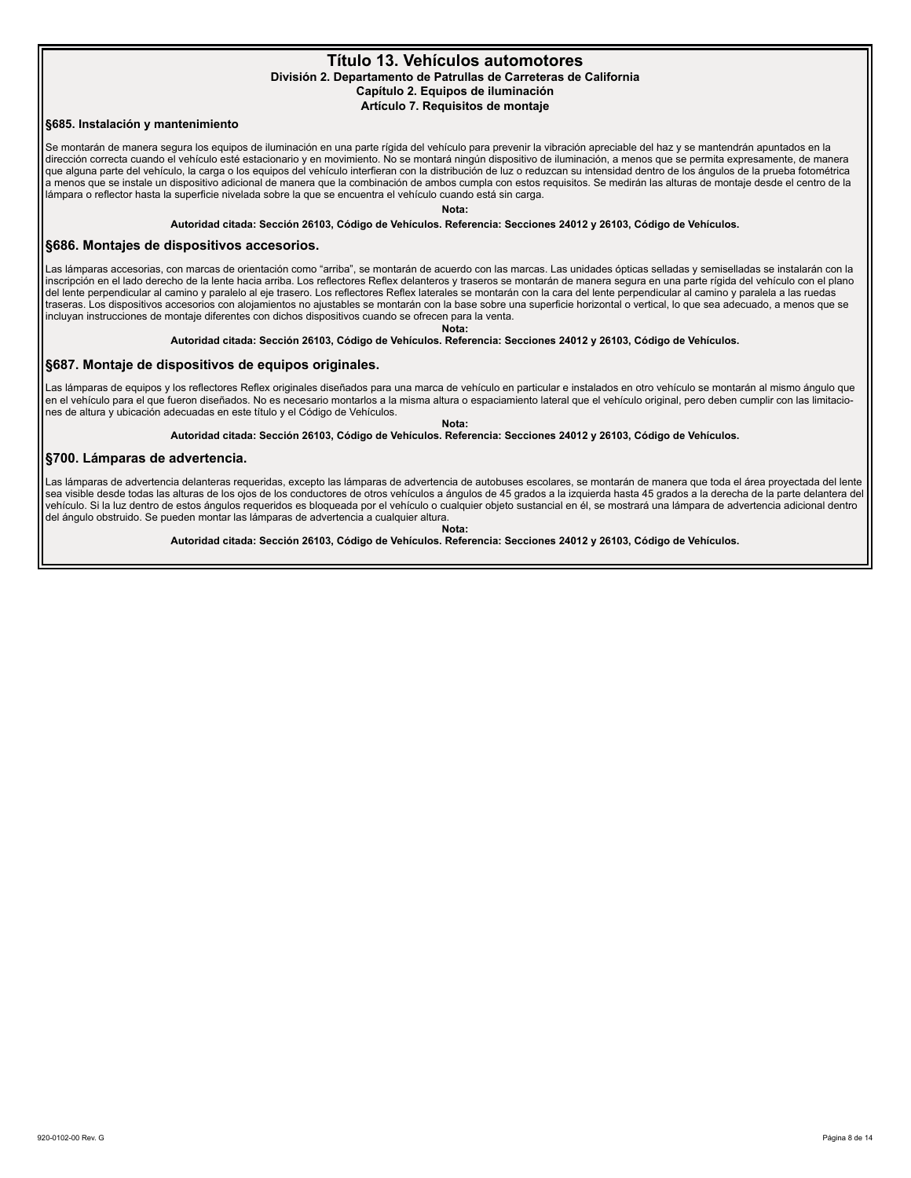# Título 13. Vehículos automotores

### División 2. Departamento de Patrullas de Carreteras de California

### Capítulo 2. Equipos de iluminación

### Artículo 7. Requisitos de montaje

## §685. Instalación y mantenimiento

Se montarán de manera segura los equipos de iluminación en una parte rígida del vehículo para prevenir la vibración apreciable del haz y se mantendrán apuntados en la dirección correcta cuando el vehículo esté estacionario y en movimiento. No se montará ningún dispositivo de iluminación, a menos que se permita expresamente, de manera que alguna parte del vehículo, la carga o los equipos del vehículo interfieran con la distribución de luz o reduzcan su intensidad dentro de los ángulos de la prueba fotométrica a menos que se instale un dispositivo adicional de manera que la combinación de ambos cumpla con estos requisitos. Se medirán las alturas de montaje desde el centro de la lámpara o reflector hasta la superficie nivelada sobre la que se encuentra el vehículo cuando está sin carga.

**Nota:**

**Autoridad citada: Sección 26103, Código de Vehículos. Referencia: Secciones 24012 y 26103, Código de Vehículos.**

## §686. Montajes de dispositivos accesorios.

Las lámparas accesorias, con marcas de orientación como “arriba”, se montarán de acuerdo con las marcas. Las unidades ópticas selladas y semiselladas se instalarán con la inscripción en el lado derecho de la lente hacia arriba. Los reflectores Reflex delanteros y traseros se montarán de manera segura en una parte rígida del vehículo con el plano del lente perpendicular al camino y paralelo al eje trasero. Los reflectores Reflex laterales se montarán con la cara del lente perpendicular al camino y paralela a las ruedas traseras. Los dispositivos accesorios con alojamientos no ajustables se montarán con la base sobre una superficie horizontal o vertical, lo que sea adecuado, a menos que se incluyan instrucciones de montaje diferentes con dichos dispositivos cuando se ofrecen para la venta.

**Nota:**

**Autoridad citada: Sección 26103, Código de Vehículos. Referencia: Secciones 24012 y 26103, Código de Vehículos.**

## §687. Montaje de dispositivos de equipos originales.

Las lámparas de equipos y los reflectores Reflex originales diseñados para una marca de vehículo en particular e instalados en otro vehículo se montarán al mismo ángulo que en el vehículo para el que fueron diseñados. No es necesario montarlos a la misma altura o espaciamiento lateral que el vehículo original, pero deben cumplir con las limitaciones de altura y ubicación adecuadas en este título y el Código de Vehículos.

**Nota:**

**Autoridad citada: Sección 26103, Código de Vehículos. Referencia: Secciones 24012 y 26103, Código de Vehículos.**

## §700. Lámparas de advertencia.

Las lámparas de advertencia delanteras requeridas, excepto las lámparas de advertencia de autobuses escolares, se montarán de manera que toda el área proyectada del lente sea visible desde todas las alturas de los ojos de los conductores de otros vehículos a ángulos de 45 grados a la izquierda hasta 45 grados a la derecha de la parte delantera del vehículo. Si la luz dentro de estos ángulos requeridos es bloqueada por el vehículo o cualquier objeto sustancial en él, se mostrará una lámpara de advertencia adicional dentro del ángulo obstruido. Se pueden montar las lámparas de advertencia a cualquier altura.

**Nota:**

**Autoridad citada: Sección 26103, Código de Vehículos. Referencia: Secciones 24012 y 26103, Código de Vehículos.**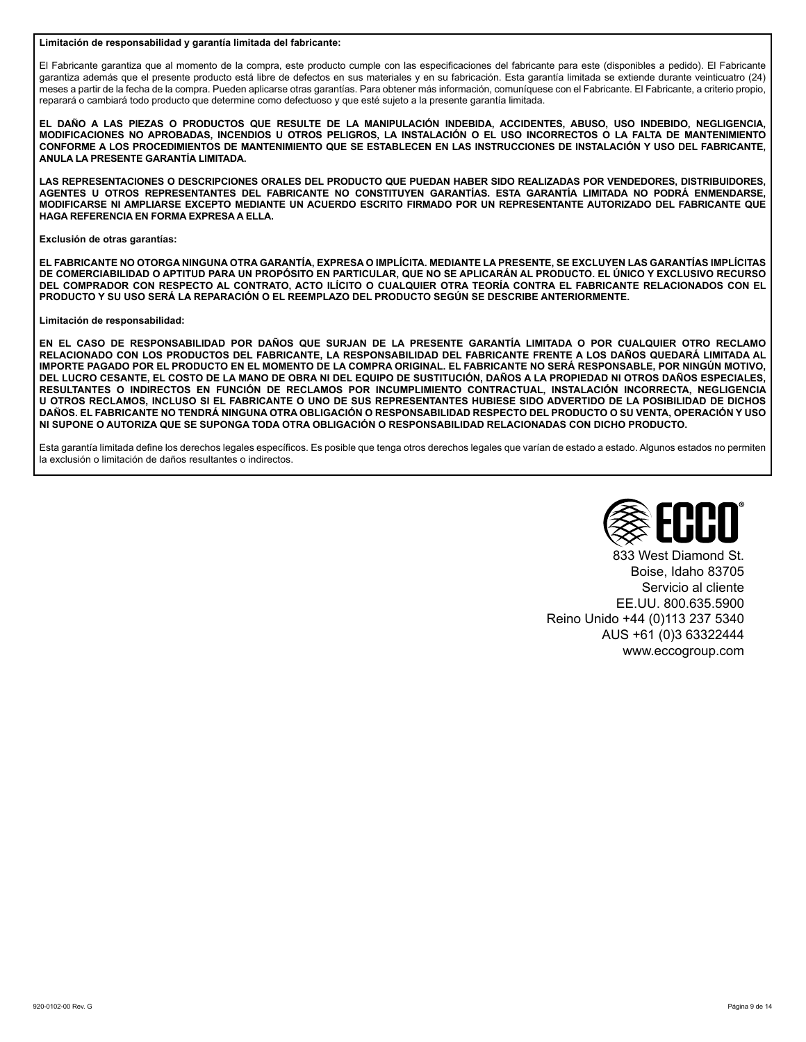**Limitación de responsabilidad y garantía limitada del fabricante:**

El Fabricante garantiza que al momento de la compra, este producto cumple con las especificaciones del fabricante para este (disponibles a pedido). El Fabricante garantiza además que el presente producto está libre de defectos en sus materiales y en su fabricación. Esta garantía limitada se extiende durante veinticuatro (24) meses a partir de la fecha de la compra. Pueden aplicarse otras garantías. Para obtener más información, comuníquese con el Fabricante. El Fabricante, a criterio propio, reparará o cambiará todo producto que determine como defectuoso y que esté sujeto a la presente garantía limitada.

**EL DAÑO A LAS PIEZAS O PRODUCTOS QUE RESULTE DE LA MANIPULACIÓN INDEBIDA, ACCIDENTES, ABUSO, USO INDEBIDO, NEGLIGENCIA, MODIFICACIONES NO APROBADAS, INCENDIOS U OTROS PELIGROS, LA INSTALACIÓN O EL USO INCORRECTOS O LA FALTA DE MANTENIMIENTO CONFORME A LOS PROCEDIMIENTOS DE MANTENIMIENTO QUE SE ESTABLECEN EN LAS INSTRUCCIONES DE INSTALACIÓN Y USO DEL FABRICANTE, ANULA LA PRESENTE GARANTÍA LIMITADA.**

**LAS REPRESENTACIONES O DESCRIPCIONES ORALES DEL PRODUCTO QUE PUEDAN HABER SIDO REALIZADAS POR VENDEDORES, DISTRIBUIDORES, AGENTES U OTROS REPRESENTANTES DEL FABRICANTE NO CONSTITUYEN GARANTÍAS. ESTA GARANTÍA LIMITADA NO PODRÁ ENMENDARSE, MODIFICARSE NI AMPLIARSE EXCEPTO MEDIANTE UN ACUERDO ESCRITO FIRMADO POR UN REPRESENTANTE AUTORIZADO DEL FABRICANTE QUE HAGA REFERENCIA EN FORMA EXPRESA A ELLA.**

**Exclusión de otras garantías:**

**EL FABRICANTE NO OTORGA NINGUNA OTRA GARANTÍA, EXPRESA O IMPLÍCITA. MEDIANTE LA PRESENTE, SE EXCLUYEN LAS GARANTÍAS IMPLÍCITAS DE COMERCIABILIDAD O APTITUD PARA UN PROPÓSITO EN PARTICULAR, QUE NO SE APLICARÁN AL PRODUCTO. EL ÚNICO Y EXCLUSIVO RECURSO DEL COMPRADOR CON RESPECTO AL CONTRATO, ACTO ILÍCITO O CUALQUIER OTRA TEORÍA CONTRA EL FABRICANTE RELACIONADOS CON EL PRODUCTO Y SU USO SERÁ LA REPARACIÓN O EL REEMPLAZO DEL PRODUCTO SEGÚN SE DESCRIBE ANTERIORMENTE.**

**Limitación de responsabilidad:**

**EN EL CASO DE RESPONSABILIDAD POR DAÑOS QUE SURJAN DE LA PRESENTE GARANTÍA LIMITADA O POR CUALQUIER OTRO RECLAMO RELACIONADO CON LOS PRODUCTOS DEL FABRICANTE, LA RESPONSABILIDAD DEL FABRICANTE FRENTE A LOS DAÑOS QUEDARÁ LIMITADA AL IMPORTE PAGADO POR EL PRODUCTO EN EL MOMENTO DE LA COMPRA ORIGINAL. EL FABRICANTE NO SERÁ RESPONSABLE, POR NINGÚN MOTIVO, DEL LUCRO CESANTE, EL COSTO DE LA MANO DE OBRA NI DEL EQUIPO DE SUSTITUCIÓN, DAÑOS A LA PROPIEDAD NI OTROS DAÑOS ESPECIALES, RESULTANTES O INDIRECTOS EN FUNCIÓN DE RECLAMOS POR INCUMPLIMIENTO CONTRACTUAL, INSTALACIÓN INCORRECTA, NEGLIGENCIA U OTROS RECLAMOS, INCLUSO SI EL FABRICANTE O UNO DE SUS REPRESENTANTES HUBIESE SIDO ADVERTIDO DE LA POSIBILIDAD DE DICHOS DAÑOS. EL FABRICANTE NO TENDRÁ NINGUNA OTRA OBLIGACIÓN O RESPONSABILIDAD RESPECTO DEL PRODUCTO O SU VENTA, OPERACIÓN Y USO NI SUPONE O AUTORIZA QUE SE SUPONGA TODA OTRA OBLIGACIÓN O RESPONSABILIDAD RELACIONADAS CON DICHO PRODUCTO.**

Esta garantía limitada define los derechos legales específicos. Es posible que tenga otros derechos legales que varían de estado a estado. Algunos estados no permiten la exclusión o limitación de daños resultantes o indirectos.

ECCO®

833 West Diamond St.
Boise, Idaho 83705
Servicio al cliente
EE.UU. 800.635.5900
Reino Unido +44 (0)113 237 5340
AUS +61 (0)3 63322444
www.eccogroup.com

920-0102-00 Rev. G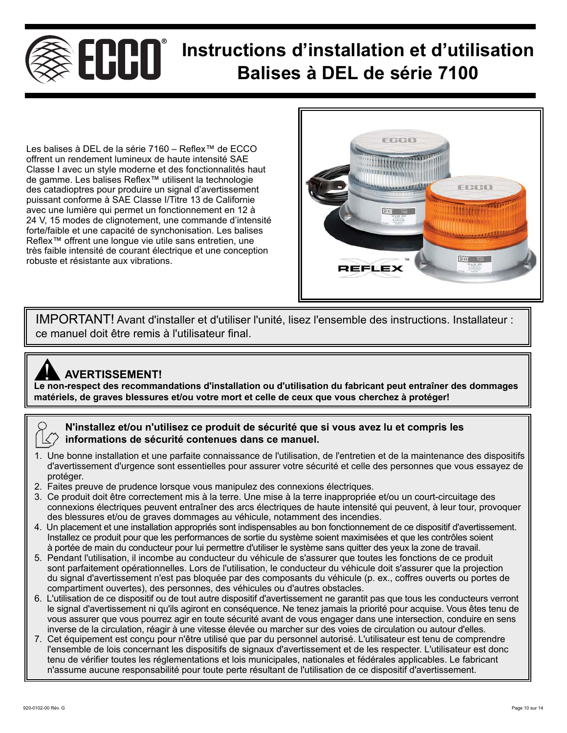# Instructions d'installation et d'utilisation Balises à DEL de série 7100

Les balises à DEL de la série 7160 – Reflex™ de ECCO offrent un rendement lumineux de haute intensité SAE Classe I avec un style moderne et des fonctionnalités haut de gamme. Les balises Reflex™ utilisent la technologie des catadioptres pour produire un signal d'avertissement puissant conforme à SAE Classe I/Titre 13 de Californie avec une lumière qui permet un fonctionnement en 12 à 24 V, 15 modes de clignotement, une commande d'intensité forte/faible et une capacité de synchonisation. Les balises Reflex™ offrent une longue vie utile sans entretien, une très faible intensité de courant électrique et une conception robuste et résistante aux vibrations.

IMPORTANT! Avant d'installer et d'utiliser l'unité, lisez l'ensemble des instructions. Installateur : ce manuel doit être remis à l'utilisateur final.

## AVERTISSEMENT!

**Le non-respect des recommandations d'installation ou d'utilisation du fabricant peut entraîner des dommages matériels, de graves blessures et/ou votre mort et celle de ceux que vous cherchez à protéger!**

**N'installez et/ou n'utilisez ce produit de sécurité que si vous avez lu et compris les informations de sécurité contenues dans ce manuel.**

1. Une bonne installation et une parfaite connaissance de l'utilisation, de l'entretien et de la maintenance des dispositifs d'avertissement d'urgence sont essentielles pour assurer votre sécurité et celle des personnes que vous essayez de protéger.
2. Faites preuve de prudence lorsque vous manipulez des connexions électriques.
3. Ce produit doit être correctement mis à la terre. Une mise à la terre inappropriée et/ou un court-circuitage des connexions électriques peuvent entraîner des arcs électriques de haute intensité qui peuvent, à leur tour, provoquer des blessures et/ou de graves dommages au véhicule, notamment des incendies.
4. Un placement et une installation appropriés sont indispensables au bon fonctionnement de ce dispositif d'avertissement. Installez ce produit pour que les performances de sortie du système soient maximisées et que les contrôles soient à portée de main du conducteur pour lui permettre d'utiliser le système sans quitter des yeux la zone de travail.
5. Pendant l'utilisation, il incombe au conducteur du véhicule de s'assurer que toutes les fonctions de ce produit sont parfaitement opérationnelles. Lors de l'utilisation, le conducteur du véhicule doit s'assurer que la projection du signal d'avertissement n'est pas bloquée par des composants du véhicule (p. ex., coffres ouverts ou portes de compartiment ouvertes), des personnes, des véhicules ou d'autres obstacles.
6. L'utilisation de ce dispositif ou de tout autre dispositif d'avertissement ne garantit pas que tous les conducteurs verront le signal d'avertissement ni qu'ils agiront en conséquence. Ne tenez jamais la priorité pour acquise. Vous êtes tenu de vous assurer que vous pourrez agir en toute sécurité avant de vous engager dans une intersection, conduire en sens inverse de la circulation, réagir à une vitesse élevée ou marcher sur des voies de circulation ou autour d'elles.
7. Cet équipement est conçu pour n'être utilisé que par du personnel autorisé. L'utilisateur est tenu de comprendre l'ensemble de lois concernant les dispositifs de signaux d'avertissement et de les respecter. L'utilisateur est donc tenu de vérifier toutes les réglementations et lois municipales, nationales et fédérales applicables. Le fabricant n'assume aucune responsabilité pour toute perte résultant de l'utilisation de ce dispositif d'avertissement.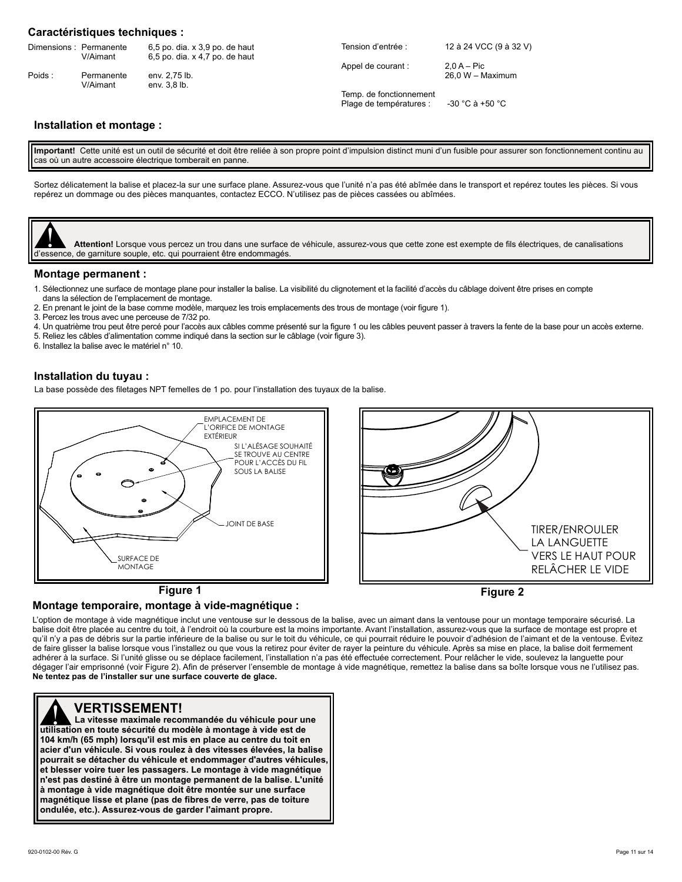## Caractéristiques techniques :

| | | | | |
|---|---|---|---|---|
| Dimensions : | Permanente | 6,5 po. dia. x 3,9 po. de haut | Tension d'entrée : | 12 à 24 VCC (9 à 32 V) |
| | V/Aimant | 6,5 po. dia. x 4,7 po. de haut | Appel de courant : | 2,0 A – Pic<br>26,0 W – Maximum |
| Poids : | Permanente | env. 2,75 lb. | | |
| | V/Aimant | env. 3,8 lb. | Temp. de fonctionnement<br>Plage de températures : | -30 °C à +50 °C |

## Installation et montage :

**Important!** Cette unité est un outil de sécurité et doit être reliée à son propre point d'impulsion distinct muni d'un fusible pour assurer son fonctionnement continu au cas où un autre accessoire électrique tomberait en panne.

Sortez délicatement la balise et placez-la sur une surface plane. Assurez-vous que l'unité n'a pas été abîmée dans le transport et repérez toutes les pièces. Si vous repérez un dommage ou des pièces manquantes, contactez ECCO. N'utilisez pas de pièces cassées ou abîmées.

**Attention!** Lorsque vous percez un trou dans une surface de véhicule, assurez-vous que cette zone est exempte de fils électriques, de canalisations d'essence, de garniture souple, etc. qui pourraient être endommagés.

### Montage permanent :

1. Sélectionnez une surface de montage plane pour installer la balise. La visibilité du clignotement et la facilité d'accès du câblage doivent être prises en compte dans la sélection de l'emplacement de montage.
2. En prenant le joint de la base comme modèle, marquez les trois emplacements des trous de montage (voir figure 1).
3. Percez les trous avec une perceuse de 7/32 po.
4. Un quatrième trou peut être percé pour l'accès aux câbles comme présenté sur la figure 1 ou les câbles peuvent passer à travers la fente de la base pour un accès externe.
5. Reliez les câbles d'alimentation comme indiqué dans la section sur le câblage (voir figure 3).
6. Installez la balise avec le matériel n° 10.

### Installation du tuyau :

La base possède des filetages NPT femelles de 1 po. pour l'installation des tuyaux de la balise.

EMPLACEMENT DE L'ORIFICE DE MONTAGE EXTÉRIEUR

SI L'ALÉSAGE SOUHAITÉ SE TROUVE AU CENTRE POUR L'ACCÈS DU FIL SOUS LA BALISE

JOINT DE BASE

SURFACE DE MONTAGE

**Figure 1**

TIRER/ENROULER LA LANGUETTE VERS LE HAUT POUR RELÂCHER LE VIDE

**Figure 2**

### Montage temporaire, montage à vide-magnétique :

L'option de montage à vide magnétique inclut une ventouse sur le dessous de la balise, avec un aimant dans la ventouse pour un montage temporaire sécurisé. La balise doit être placée au centre du toit, à l'endroit où la courbure est la moins importante. Avant l'installation, assurez-vous que la surface de montage est propre et qu'il n'y a pas de débris sur la partie inférieure de la balise ou sur le toit du véhicule, ce qui pourrait réduire le pouvoir d'adhésion de l'aimant et de la ventouse. Évitez de faire glisser la balise lorsque vous l'installez ou que vous la retirez pour éviter de rayer la peinture du véhicule. Après sa mise en place, la balise doit fermement adhérer à la surface. Si l'unité glisse ou se déplace facilement, l'installation n'a pas été effectuée correctement. Pour relâcher le vide, soulevez la languette pour dégager l'air emprisonné (voir Figure 2). Afin de préserver l'ensemble de montage à vide magnétique, remettez la balise dans sa boîte lorsque vous ne l'utilisez pas. **Ne tentez pas de l'installer sur une surface couverte de glace.**

**VERTISSEMENT!**

**La vitesse maximale recommandée du véhicule pour une utilisation en toute sécurité du modèle à montage à vide est de 104 km/h (65 mph) lorsqu'il est mis en place au centre du toit en acier d'un véhicule. Si vous roulez à des vitesses élevées, la balise pourrait se détacher du véhicule et endommager d'autres véhicules, et blesser voire tuer les passagers. Le montage à vide magnétique n'est pas destiné à être un montage permanent de la balise. L'unité à montage à vide magnétique doit être montée sur une surface magnétique lisse et plane (pas de fibres de verre, pas de toiture ondulée, etc.). Assurez-vous de garder l'aimant propre.**

920-0102-00 Rév. G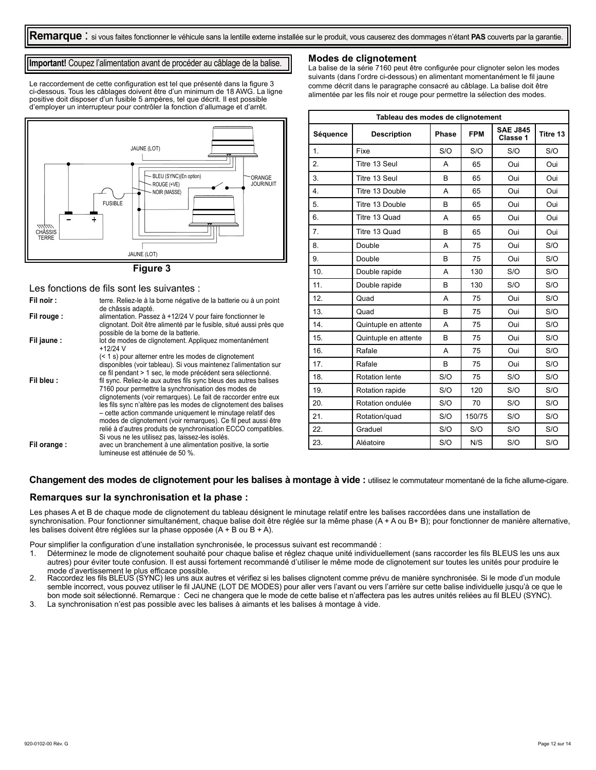**Remarque :** si vous faites fonctionner le véhicule sans la lentille externe installée sur le produit, vous causerez des dommages n'étant **PAS** couverts par la garantie.

**Important!** Coupez l'alimentation avant de procéder au câblage de la balise.

Le raccordement de cette configuration est tel que présenté dans la figure 3 ci-dessous. Tous les câblages doivent être d'un minimum de 18 AWG. La ligne positive doit disposer d'un fusible 5 ampères, tel que décrit. Il est possible d'employer un interrupteur pour contrôler la fonction d'allumage et d'arrêt.

JAUNE (LOT) — BLEU (SYNC)(En option) — ROUGE (+VE) — NOIR (MASSE) — ORANGE JOUR/NUIT — FUSIBLE — CHÂSSIS TERRE — JAUNE (LOT)

**Figure 3**

Les fonctions de fils sont les suivantes :

**Fil noir :** terre. Reliez-le à la borne négative de la batterie ou à un point de châssis adapté.

**Fil rouge :** alimentation. Passez à +12/24 V pour faire fonctionner le clignotant. Doit être alimenté par le fusible, situé aussi près que possible de la borne de la batterie.

**Fil jaune :** lot de modes de clignotement. Appliquez momentanément +12/24 V (< 1 s) pour alterner entre les modes de clignotement disponibles (voir tableau). Si vous maintenez l'alimentation sur ce fil pendant > 1 sec, le mode précédent sera sélectionné.

**Fil bleu :** fil sync. Reliez-le aux autres fils sync bleus des autres balises 7160 pour permettre la synchronisation des modes de clignotements (voir remarques). Le fait de raccorder entre eux les fils sync n'altère pas les modes de clignotement des balises – cette action commande uniquement le minutage relatif des modes de clignotement (voir remarques). Ce fil peut aussi être relié à d'autres produits de synchronisation ECCO compatibles. Si vous ne les utilisez pas, laissez-les isolés.

**Fil orange :** avec un branchement à une alimentation positive, la sortie lumineuse est atténuée de 50 %.

## Modes de clignotement

La balise de la série 7160 peut être configurée pour clignoter selon les modes suivants (dans l'ordre ci-dessous) en alimentant momentanément le fil jaune comme décrit dans le paragraphe consacré au câblage. La balise doit être alimentée par les fils noir et rouge pour permettre la sélection des modes.

**Tableau des modes de clignotement**

| Séquence | Description | Phase | FPM | SAE J845 Classe 1 | Titre 13 |
|---|---|---|---|---|---|
| 1. | Fixe | S/O | S/O | S/O | S/O |
| 2. | Titre 13 Seul | A | 65 | Oui | Oui |
| 3. | Titre 13 Seul | B | 65 | Oui | Oui |
| 4. | Titre 13 Double | A | 65 | Oui | Oui |
| 5. | Titre 13 Double | B | 65 | Oui | Oui |
| 6. | Titre 13 Quad | A | 65 | Oui | Oui |
| 7. | Titre 13 Quad | B | 65 | Oui | Oui |
| 8. | Double | A | 75 | Oui | S/O |
| 9. | Double | B | 75 | Oui | S/O |
| 10. | Double rapide | A | 130 | S/O | S/O |
| 11. | Double rapide | B | 130 | S/O | S/O |
| 12. | Quad | A | 75 | Oui | S/O |
| 13. | Quad | B | 75 | Oui | S/O |
| 14. | Quintuple en attente | A | 75 | Oui | S/O |
| 15. | Quintuple en attente | B | 75 | Oui | S/O |
| 16. | Rafale | A | 75 | Oui | S/O |
| 17. | Rafale | B | 75 | Oui | S/O |
| 18. | Rotation lente | S/O | 75 | S/O | S/O |
| 19. | Rotation rapide | S/O | 120 | S/O | S/O |
| 20. | Rotation ondulée | S/O | 70 | S/O | S/O |
| 21. | Rotation/quad | S/O | 150/75 | S/O | S/O |
| 22. | Graduel | S/O | S/O | S/O | S/O |
| 23. | Aléatoire | S/O | N/S | S/O | S/O |

**Changement des modes de clignotement pour les balises à montage à vide :** utilisez le commutateur momentané de la fiche allume-cigare.

### Remarques sur la synchronisation et la phase :

Les phases A et B de chaque mode de clignotement du tableau désignent le minutage relatif entre les balises raccordées dans une installation de synchronisation. Pour fonctionner simultanément, chaque balise doit être réglée sur la même phase (A + A ou B+ B); pour fonctionner de manière alternative, les balises doivent être réglées sur la phase opposée (A + B ou B + A).

Pour simplifier la configuration d'une installation synchronisée, le processus suivant est recommandé :

1. Déterminez le mode de clignotement souhaité pour chaque balise et réglez chaque unité individuellement (sans raccorder les fils BLEUS les uns aux autres) pour éviter toute confusion. Il est aussi fortement recommandé d'utiliser le même mode de clignotement sur toutes les unités pour produire le mode d'avertissement le plus efficace possible.
2. Raccordez les fils BLEUS (SYNC) les uns aux autres et vérifiez si les balises clignotent comme prévu de manière synchronisée. Si le mode d'un module semble incorrect, vous pouvez utiliser le fil JAUNE (LOT DE MODES) pour aller vers l'avant ou vers l'arrière sur cette balise individuelle jusqu'à ce que le bon mode soit sélectionné. Remarque : Ceci ne changera que le mode de cette balise et n'affectera pas les autres unités reliées au fil BLEU (SYNC).
3. La synchronisation n'est pas possible avec les balises à aimants et les balises à montage à vide.

920-0102-00 Rév. G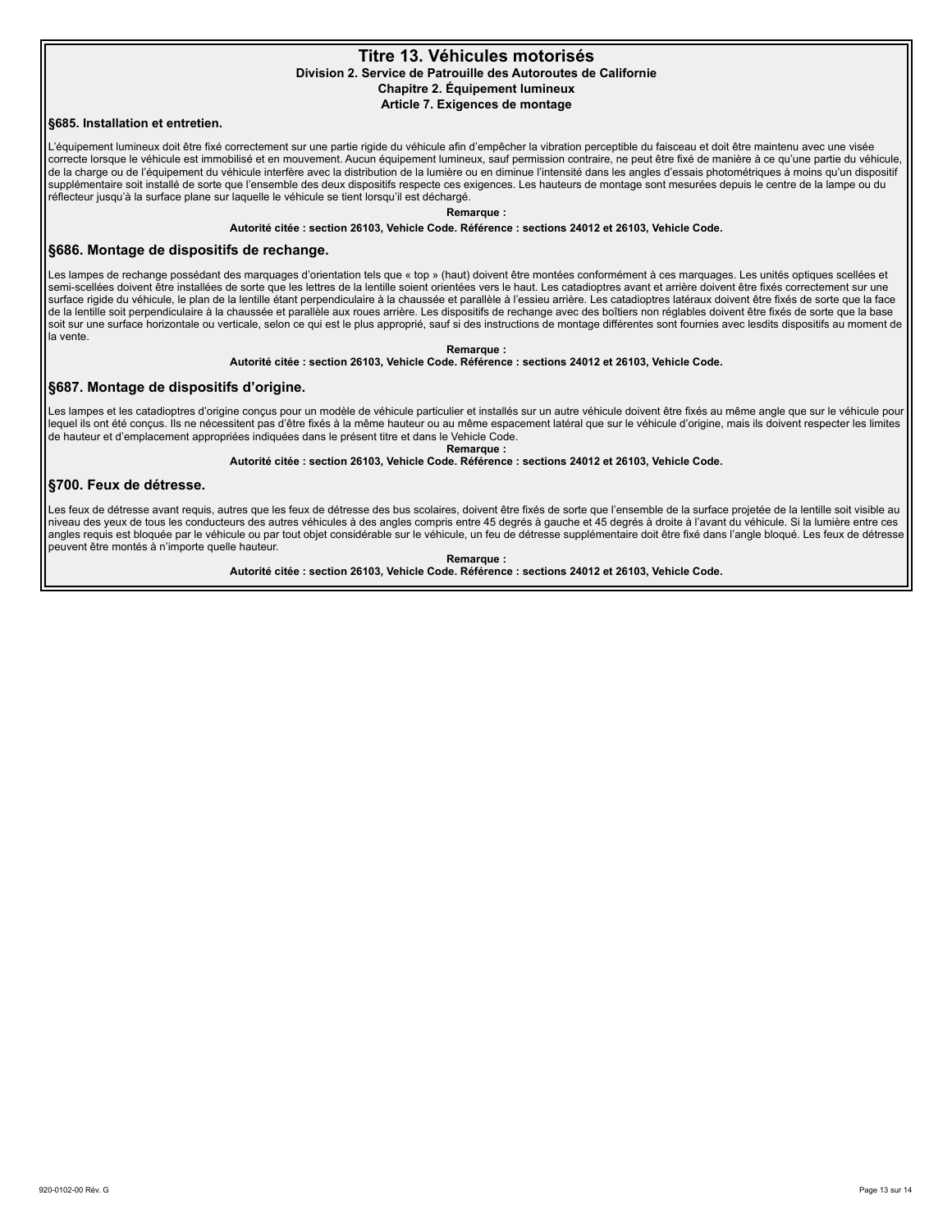# Titre 13. Véhicules motorisés

**Division 2. Service de Patrouille des Autoroutes de Californie**

**Chapitre 2. Équipement lumineux**

**Article 7. Exigences de montage**

## §685. Installation et entretien.

L'équipement lumineux doit être fixé correctement sur une partie rigide du véhicule afin d'empêcher la vibration perceptible du faisceau et doit être maintenu avec une visée correcte lorsque le véhicule est immobilisé et en mouvement. Aucun équipement lumineux, sauf permission contraire, ne peut être fixé de manière à ce qu'une partie du véhicule, de la charge ou de l'équipement du véhicule interfère avec la distribution de la lumière ou en diminue l'intensité dans les angles d'essais photométriques à moins qu'un dispositif supplémentaire soit installé de sorte que l'ensemble des deux dispositifs respecte ces exigences. Les hauteurs de montage sont mesurées depuis le centre de la lampe ou du réflecteur jusqu'à la surface plane sur laquelle le véhicule se tient lorsqu'il est déchargé.

**Remarque :**

**Autorité citée : section 26103, Vehicle Code. Référence : sections 24012 et 26103, Vehicle Code.**

## §686. Montage de dispositifs de rechange.

Les lampes de rechange possédant des marquages d'orientation tels que « top » (haut) doivent être montées conformément à ces marquages. Les unités optiques scellées et semi-scellées doivent être installées de sorte que les lettres de la lentille soient orientées vers le haut. Les catadioptres avant et arrière doivent être fixés correctement sur une surface rigide du véhicule, le plan de la lentille étant perpendiculaire à la chaussée et parallèle à l'essieu arrière. Les catadioptres latéraux doivent être fixés de sorte que la face de la lentille soit perpendiculaire à la chaussée et parallèle aux roues arrière. Les dispositifs de rechange avec des boîtiers non réglables doivent être fixés de sorte que la base soit sur une surface horizontale ou verticale, selon ce qui est le plus approprié, sauf si des instructions de montage différentes sont fournies avec lesdits dispositifs au moment de la vente.

**Remarque :**

**Autorité citée : section 26103, Vehicle Code. Référence : sections 24012 et 26103, Vehicle Code.**

## §687. Montage de dispositifs d'origine.

Les lampes et les catadioptres d'origine conçus pour un modèle de véhicule particulier et installés sur un autre véhicule doivent être fixés au même angle que sur le véhicule pour lequel ils ont été conçus. Ils ne nécessitent pas d'être fixés à la même hauteur ou au même espacement latéral que sur le véhicule d'origine, mais ils doivent respecter les limites de hauteur et d'emplacement appropriées indiquées dans le présent titre et dans le Vehicle Code.

**Remarque :**

**Autorité citée : section 26103, Vehicle Code. Référence : sections 24012 et 26103, Vehicle Code.**

## §700. Feux de détresse.

Les feux de détresse avant requis, autres que les feux de détresse des bus scolaires, doivent être fixés de sorte que l'ensemble de la surface projetée de la lentille soit visible au niveau des yeux de tous les conducteurs des autres véhicules à des angles compris entre 45 degrés à gauche et 45 degrés à droite à l'avant du véhicule. Si la lumière entre ces angles requis est bloquée par le véhicule ou par tout objet considérable sur le véhicule, un feu de détresse supplémentaire doit être fixé dans l'angle bloqué. Les feux de détresse peuvent être montés à n'importe quelle hauteur.

**Remarque :**

**Autorité citée : section 26103, Vehicle Code. Référence : sections 24012 et 26103, Vehicle Code.**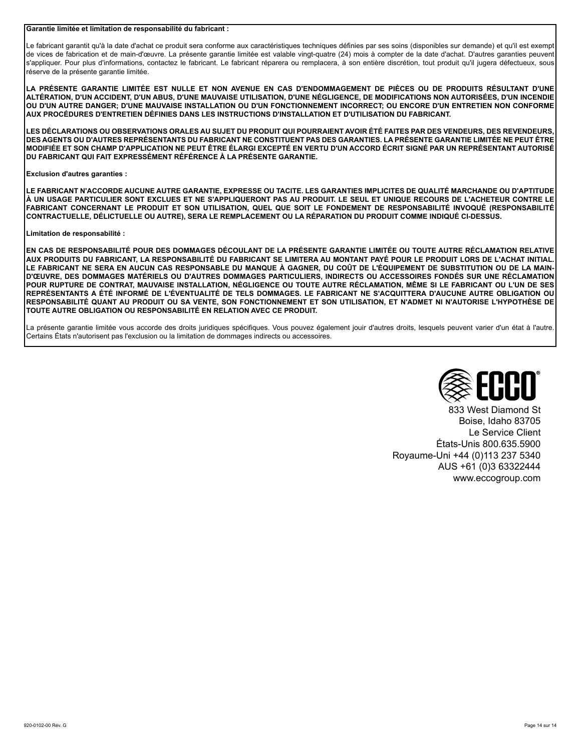**Garantie limitée et limitation de responsabilité du fabricant :**

Le fabricant garantit qu'à la date d'achat ce produit sera conforme aux caractéristiques techniques définies par ses soins (disponibles sur demande) et qu'il est exempt de vices de fabrication et de main-d'œuvre. La présente garantie limitée est valable vingt-quatre (24) mois à compter de la date d'achat. D'autres garanties peuvent s'appliquer. Pour plus d'informations, contactez le fabricant. Le fabricant réparera ou remplacera, à son entière discrétion, tout produit qu'il jugera défectueux, sous réserve de la présente garantie limitée.

**LA PRÉSENTE GARANTIE LIMITÉE EST NULLE ET NON AVENUE EN CAS D'ENDOMMAGEMENT DE PIÈCES OU DE PRODUITS RÉSULTANT D'UNE ALTÉRATION, D'UN ACCIDENT, D'UN ABUS, D'UNE MAUVAISE UTILISATION, D'UNE NÉGLIGENCE, DE MODIFICATIONS NON AUTORISÉES, D'UN INCENDIE OU D'UN AUTRE DANGER; D'UNE MAUVAISE INSTALLATION OU D'UN FONCTIONNEMENT INCORRECT; OU ENCORE D'UN ENTRETIEN NON CONFORME AUX PROCÉDURES D'ENTRETIEN DÉFINIES DANS LES INSTRUCTIONS D'INSTALLATION ET D'UTILISATION DU FABRICANT.**

**LES DÉCLARATIONS OU OBSERVATIONS ORALES AU SUJET DU PRODUIT QUI POURRAIENT AVOIR ÉTÉ FAITES PAR DES VENDEURS, DES REVENDEURS, DES AGENTS OU D'AUTRES REPRÉSENTANTS DU FABRICANT NE CONSTITUENT PAS DES GARANTIES. LA PRÉSENTE GARANTIE LIMITÉE NE PEUT ÊTRE MODIFIÉE ET SON CHAMP D'APPLICATION NE PEUT ÊTRE ÉLARGI EXCEPTÉ EN VERTU D'UN ACCORD ÉCRIT SIGNÉ PAR UN REPRÉSENTANT AUTORISÉ DU FABRICANT QUI FAIT EXPRESSÉMENT RÉFÉRENCE À LA PRÉSENTE GARANTIE.**

**Exclusion d'autres garanties :**

**LE FABRICANT N'ACCORDE AUCUNE AUTRE GARANTIE, EXPRESSE OU TACITE. LES GARANTIES IMPLICITES DE QUALITÉ MARCHANDE OU D'APTITUDE À UN USAGE PARTICULIER SONT EXCLUES ET NE S'APPLIQUERONT PAS AU PRODUIT. LE SEUL ET UNIQUE RECOURS DE L'ACHETEUR CONTRE LE FABRICANT CONCERNANT LE PRODUIT ET SON UTILISATION, QUEL QUE SOIT LE FONDEMENT DE RESPONSABILITÉ INVOQUÉ (RESPONSABILITÉ CONTRACTUELLE, DÉLICTUELLE OU AUTRE), SERA LE REMPLACEMENT OU LA RÉPARATION DU PRODUIT COMME INDIQUÉ CI-DESSUS.**

**Limitation de responsabilité :**

**EN CAS DE RESPONSABILITÉ POUR DES DOMMAGES DÉCOULANT DE LA PRÉSENTE GARANTIE LIMITÉE OU TOUTE AUTRE RÉCLAMATION RELATIVE AUX PRODUITS DU FABRICANT, LA RESPONSABILITÉ DU FABRICANT SE LIMITERA AU MONTANT PAYÉ POUR LE PRODUIT LORS DE L'ACHAT INITIAL. LE FABRICANT NE SERA EN AUCUN CAS RESPONSABLE DU MANQUE À GAGNER, DU COÛT DE L'ÉQUIPEMENT DE SUBSTITUTION OU DE LA MAIN-D'ŒUVRE, DES DOMMAGES MATÉRIELS OU D'AUTRES DOMMAGES PARTICULIERS, INDIRECTS OU ACCESSOIRES FONDÉS SUR UNE RÉCLAMATION POUR RUPTURE DE CONTRAT, MAUVAISE INSTALLATION, NÉGLIGENCE OU TOUTE AUTRE RÉCLAMATION, MÊME SI LE FABRICANT OU L'UN DE SES REPRÉSENTANTS A ÉTÉ INFORMÉ DE L'ÉVENTUALITÉ DE TELS DOMMAGES. LE FABRICANT NE S'ACQUITTERA D'AUCUNE AUTRE OBLIGATION OU RESPONSABILITÉ QUANT AU PRODUIT OU SA VENTE, SON FONCTIONNEMENT ET SON UTILISATION, ET N'ADMET NI N'AUTORISE L'HYPOTHÈSE DE TOUTE AUTRE OBLIGATION OU RESPONSABILITÉ EN RELATION AVEC CE PRODUIT.**

La présente garantie limitée vous accorde des droits juridiques spécifiques. Vous pouvez également jouir d'autres droits, lesquels peuvent varier d'un état à l'autre. Certains États n'autorisent pas l'exclusion ou la limitation de dommages indirects ou accessoires.

ECCO®

833 West Diamond St
Boise, Idaho 83705
Le Service Client
États-Unis 800.635.5900
Royaume-Uni +44 (0)113 237 5340
AUS +61 (0)3 63322444
www.eccogroup.com

920-0102-00 Rév. G